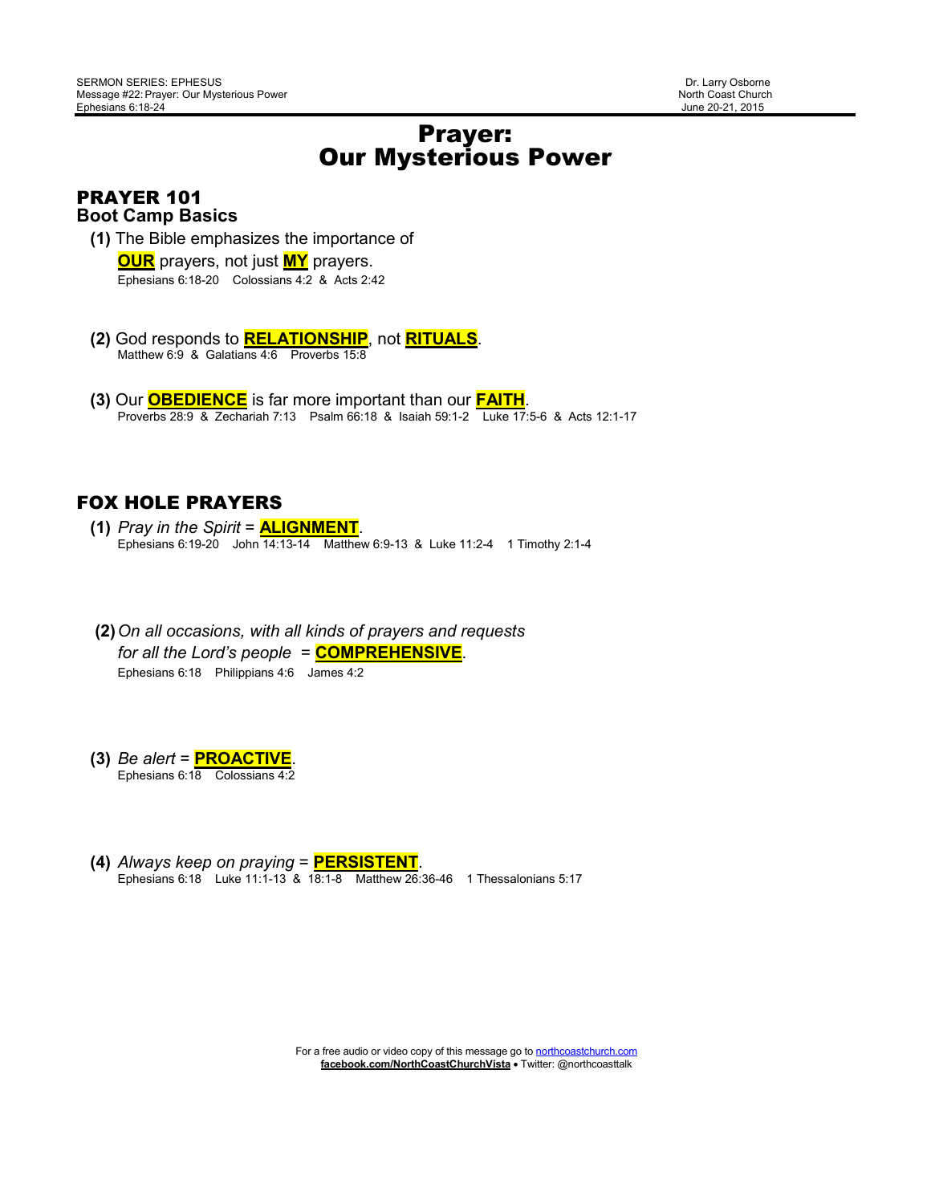SERMON SERIES: EPHESUS
Message #22: Prayer: Our Mysterious Power
Ephesians 6:18-24

Dr. Larry Osborne
North Coast Church
June 20-21, 2015

# Prayer: Our Mysterious Power

## PRAYER 101
### Boot Camp Basics

**(1)** The Bible emphasizes the importance of **OUR** prayers, not just **MY** prayers.
Ephesians 6:18-20  Colossians 4:2 & Acts 2:42

**(2)** God responds to **RELATIONSHIP**, not **RITUALS**.
Matthew 6:9 & Galatians 4:6  Proverbs 15:8

**(3)** Our **OBEDIENCE** is far more important than our **FAITH**.
Proverbs 28:9 & Zechariah 7:13  Psalm 66:18 & Isaiah 59:1-2  Luke 17:5-6 & Acts 12:1-17

## FOX HOLE PRAYERS

**(1)** *Pray in the Spirit* = **ALIGNMENT**.
Ephesians 6:19-20  John 14:13-14  Matthew 6:9-13 & Luke 11:2-4  1 Timothy 2:1-4

**(2)** *On all occasions, with all kinds of prayers and requests for all the Lord's people* = **COMPREHENSIVE**.
Ephesians 6:18  Philippians 4:6  James 4:2

**(3)** *Be alert* = **PROACTIVE**.
Ephesians 6:18  Colossians 4:2

**(4)** *Always keep on praying* = **PERSISTENT**.
Ephesians 6:18  Luke 11:1-13 & 18:1-8  Matthew 26:36-46  1 Thessalonians 5:17

For a free audio or video copy of this message go to northcoastchurch.com
**facebook.com/NorthCoastChurchVista** • Twitter: @northcoasttalk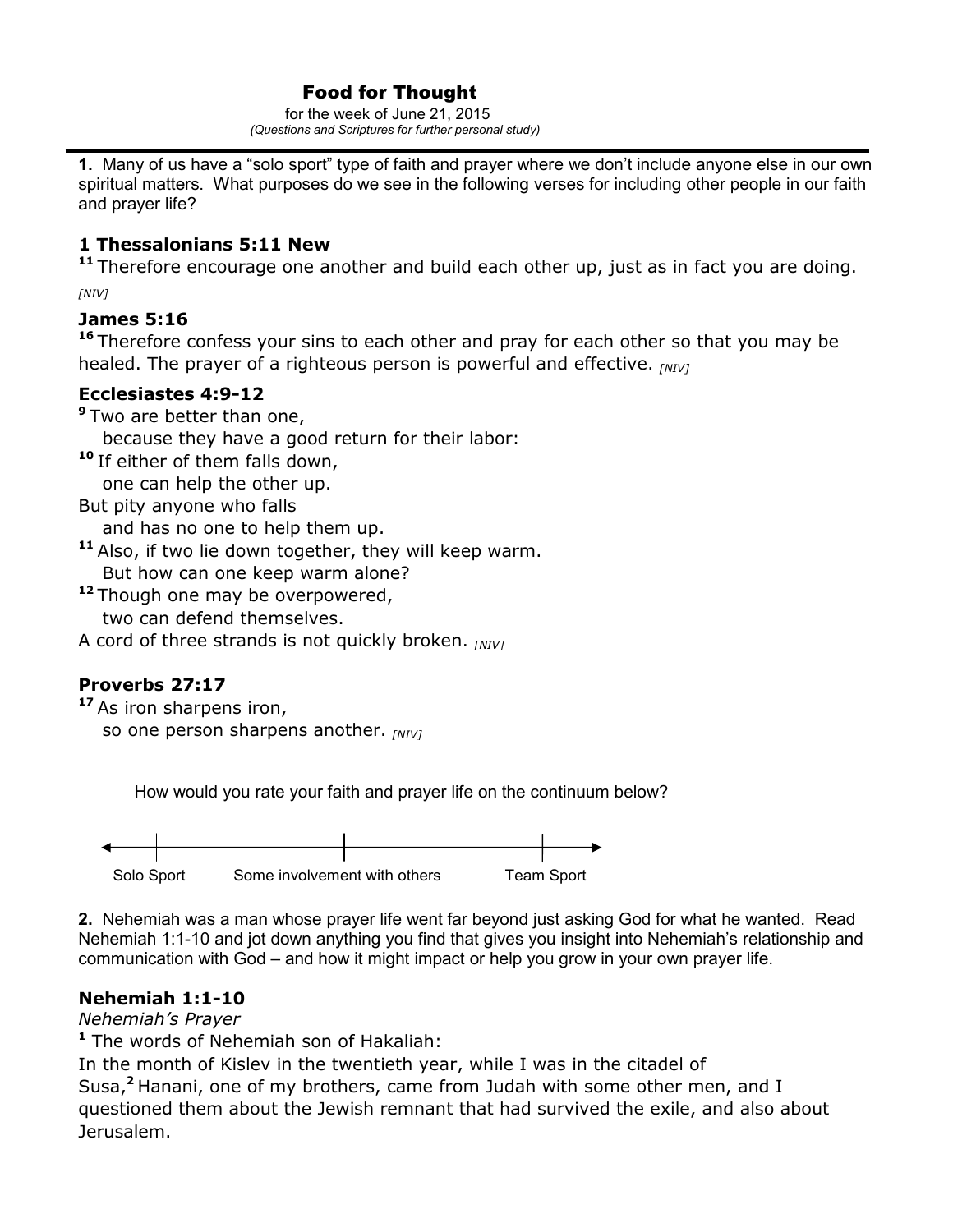# Food for Thought

for the week of June 21, 2015

*(Questions and Scriptures for further personal study)*

---

**1.** Many of us have a "solo sport" type of faith and prayer where we don't include anyone else in our own spiritual matters. What purposes do we see in the following verses for including other people in our faith and prayer life?

### 1 Thessalonians 5:11 New

[11] Therefore encourage one another and build each other up, just as in fact you are doing. *[NIV]*

### James 5:16

[16] Therefore confess your sins to each other and pray for each other so that you may be healed. The prayer of a righteous person is powerful and effective. *[NIV]*

### Ecclesiastes 4:9-12

[9] Two are better than one,
because they have a good return for their labor:
[10] If either of them falls down,
one can help the other up.
But pity anyone who falls
and has no one to help them up.
[11] Also, if two lie down together, they will keep warm.
But how can one keep warm alone?
[12] Though one may be overpowered,
two can defend themselves.
A cord of three strands is not quickly broken. *[NIV]*

### Proverbs 27:17

[17] As iron sharpens iron,
so one person sharpens another. *[NIV]*

How would you rate your faith and prayer life on the continuum below?

Solo Sport — Some involvement with others — Team Sport

**2.** Nehemiah was a man whose prayer life went far beyond just asking God for what he wanted. Read Nehemiah 1:1-10 and jot down anything you find that gives you insight into Nehemiah's relationship and communication with God – and how it might impact or help you grow in your own prayer life.

### Nehemiah 1:1-10

*Nehemiah's Prayer*

[1] The words of Nehemiah son of Hakaliah:

In the month of Kislev in the twentieth year, while I was in the citadel of Susa,[2] Hanani, one of my brothers, came from Judah with some other men, and I questioned them about the Jewish remnant that had survived the exile, and also about Jerusalem.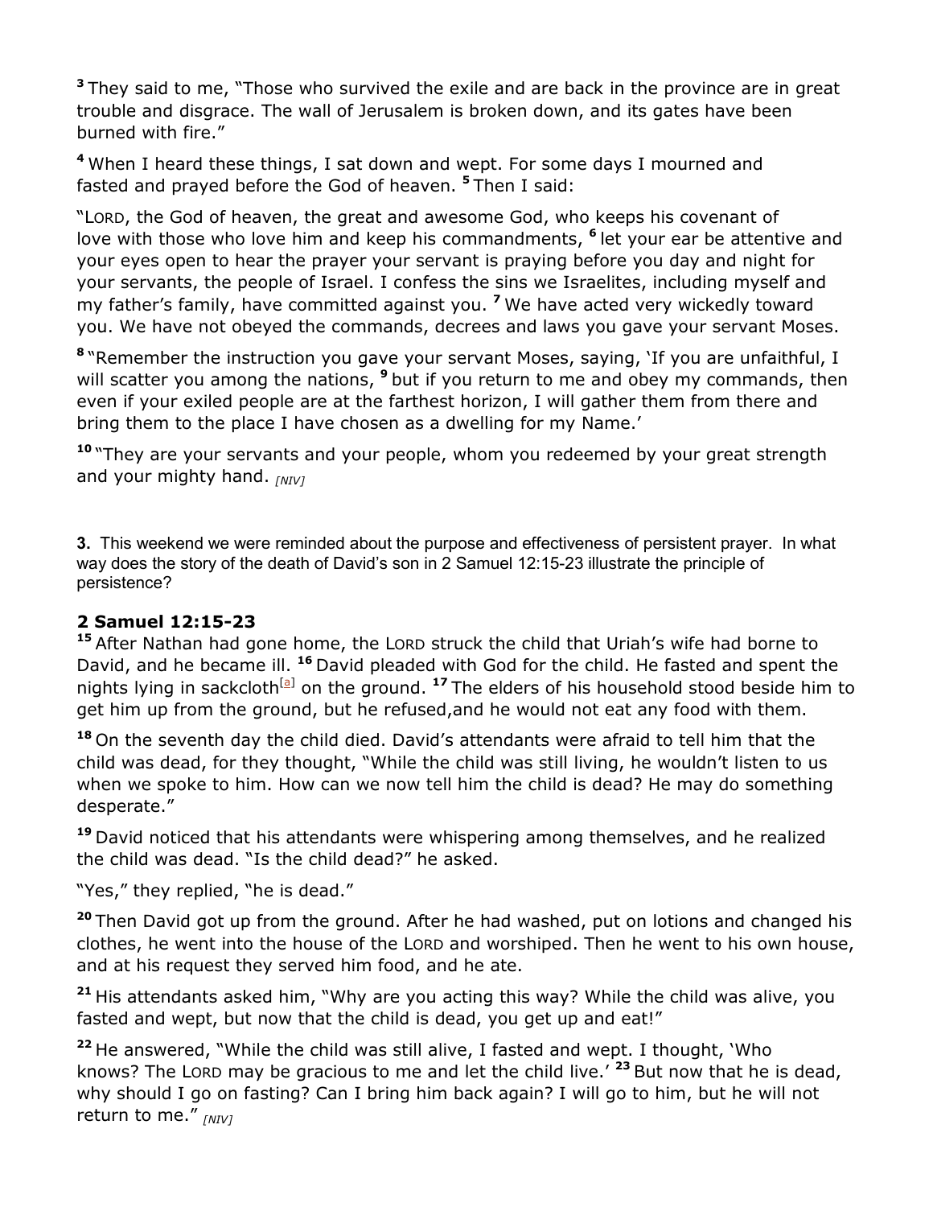**3** They said to me, "Those who survived the exile and are back in the province are in great trouble and disgrace. The wall of Jerusalem is broken down, and its gates have been burned with fire."

**4** When I heard these things, I sat down and wept. For some days I mourned and fasted and prayed before the God of heaven. **5** Then I said:

"LORD, the God of heaven, the great and awesome God, who keeps his covenant of love with those who love him and keep his commandments, **6** let your ear be attentive and your eyes open to hear the prayer your servant is praying before you day and night for your servants, the people of Israel. I confess the sins we Israelites, including myself and my father's family, have committed against you. **7** We have acted very wickedly toward you. We have not obeyed the commands, decrees and laws you gave your servant Moses.

**8** "Remember the instruction you gave your servant Moses, saying, 'If you are unfaithful, I will scatter you among the nations, **9** but if you return to me and obey my commands, then even if your exiled people are at the farthest horizon, I will gather them from there and bring them to the place I have chosen as a dwelling for my Name.'

**10** "They are your servants and your people, whom you redeemed by your great strength and your mighty hand. *[NIV]*

**3.** This weekend we were reminded about the purpose and effectiveness of persistent prayer. In what way does the story of the death of David's son in 2 Samuel 12:15-23 illustrate the principle of persistence?

### 2 Samuel 12:15-23

**15** After Nathan had gone home, the LORD struck the child that Uriah's wife had borne to David, and he became ill. **16** David pleaded with God for the child. He fasted and spent the nights lying in sackcloth[a] on the ground. **17** The elders of his household stood beside him to get him up from the ground, but he refused,and he would not eat any food with them.

**18** On the seventh day the child died. David's attendants were afraid to tell him that the child was dead, for they thought, "While the child was still living, he wouldn't listen to us when we spoke to him. How can we now tell him the child is dead? He may do something desperate."

**19** David noticed that his attendants were whispering among themselves, and he realized the child was dead. "Is the child dead?" he asked.

"Yes," they replied, "he is dead."

**20** Then David got up from the ground. After he had washed, put on lotions and changed his clothes, he went into the house of the LORD and worshiped. Then he went to his own house, and at his request they served him food, and he ate.

**21** His attendants asked him, "Why are you acting this way? While the child was alive, you fasted and wept, but now that the child is dead, you get up and eat!"

**22** He answered, "While the child was still alive, I fasted and wept. I thought, 'Who knows? The LORD may be gracious to me and let the child live.' **23** But now that he is dead, why should I go on fasting? Can I bring him back again? I will go to him, but he will not return to me." *[NIV]*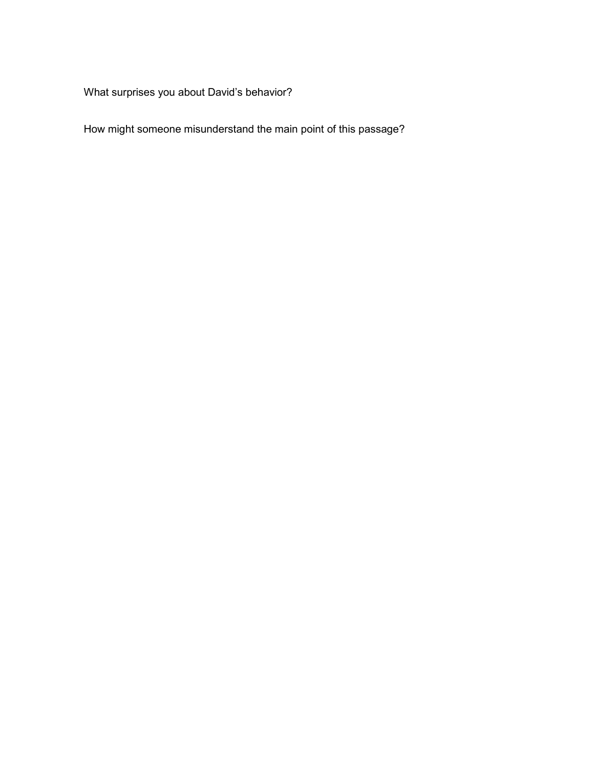What surprises you about David's behavior?

How might someone misunderstand the main point of this passage?